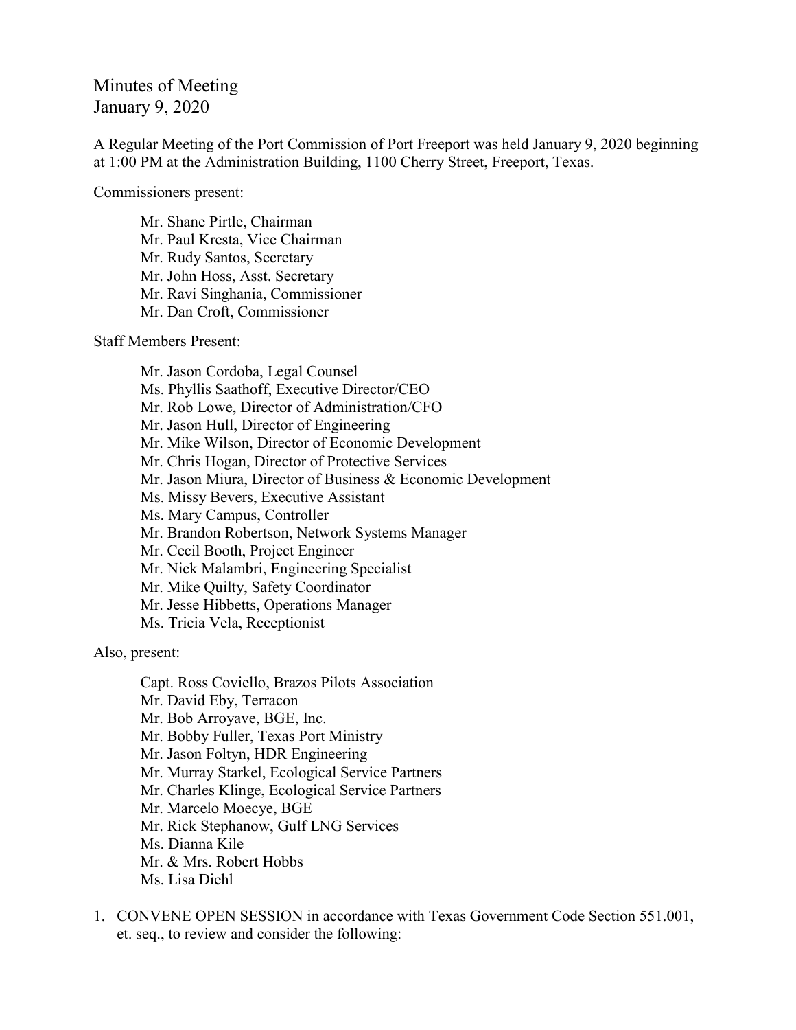# Minutes of Meeting
## January 9, 2020

A Regular Meeting of the Port Commission of Port Freeport was held January 9, 2020 beginning at 1:00 PM at the Administration Building, 1100 Cherry Street, Freeport, Texas.

Commissioners present:

Mr. Shane Pirtle, Chairman
Mr. Paul Kresta, Vice Chairman
Mr. Rudy Santos, Secretary
Mr. John Hoss, Asst. Secretary
Mr. Ravi Singhania, Commissioner
Mr. Dan Croft, Commissioner

Staff Members Present:

Mr. Jason Cordoba, Legal Counsel
Ms. Phyllis Saathoff, Executive Director/CEO
Mr. Rob Lowe, Director of Administration/CFO
Mr. Jason Hull, Director of Engineering
Mr. Mike Wilson, Director of Economic Development
Mr. Chris Hogan, Director of Protective Services
Mr. Jason Miura, Director of Business & Economic Development
Ms. Missy Bevers, Executive Assistant
Ms. Mary Campus, Controller
Mr. Brandon Robertson, Network Systems Manager
Mr. Cecil Booth, Project Engineer
Mr. Nick Malambri, Engineering Specialist
Mr. Mike Quilty, Safety Coordinator
Mr. Jesse Hibbetts, Operations Manager
Ms. Tricia Vela, Receptionist

Also, present:

Capt. Ross Coviello, Brazos Pilots Association
Mr. David Eby, Terracon
Mr. Bob Arroyave, BGE, Inc.
Mr. Bobby Fuller, Texas Port Ministry
Mr. Jason Foltyn, HDR Engineering
Mr. Murray Starkel, Ecological Service Partners
Mr. Charles Klinge, Ecological Service Partners
Mr. Marcelo Moecye, BGE
Mr. Rick Stephanow, Gulf LNG Services
Ms. Dianna Kile
Mr. & Mrs. Robert Hobbs
Ms. Lisa Diehl

1. CONVENE OPEN SESSION in accordance with Texas Government Code Section 551.001, et. seq., to review and consider the following: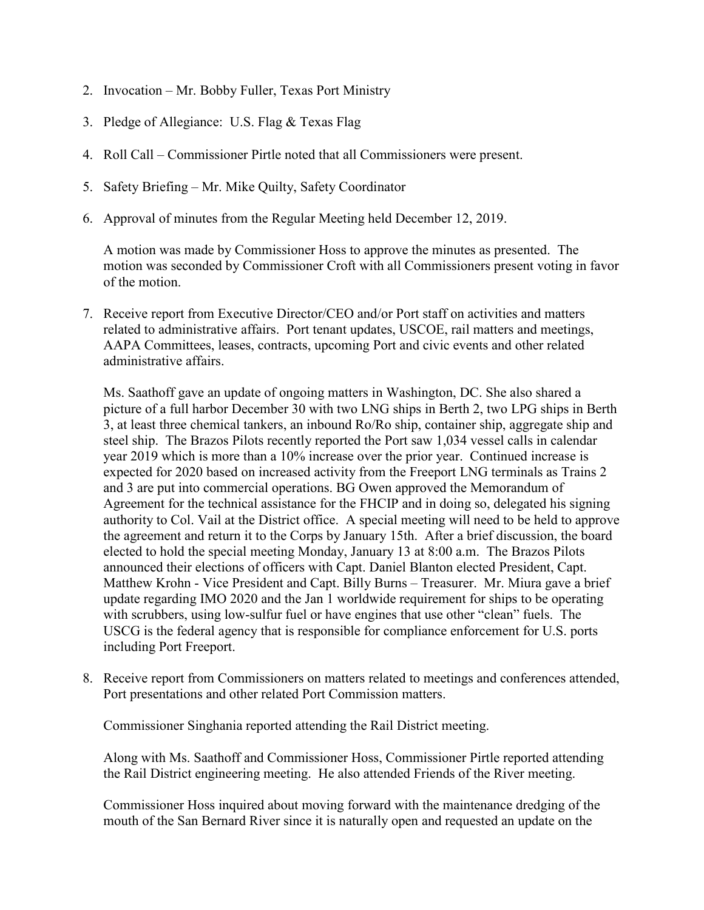2. Invocation – Mr. Bobby Fuller, Texas Port Ministry

3. Pledge of Allegiance: U.S. Flag & Texas Flag

4. Roll Call – Commissioner Pirtle noted that all Commissioners were present.

5. Safety Briefing – Mr. Mike Quilty, Safety Coordinator

6. Approval of minutes from the Regular Meeting held December 12, 2019.

   A motion was made by Commissioner Hoss to approve the minutes as presented. The motion was seconded by Commissioner Croft with all Commissioners present voting in favor of the motion.

7. Receive report from Executive Director/CEO and/or Port staff on activities and matters related to administrative affairs. Port tenant updates, USCOE, rail matters and meetings, AAPA Committees, leases, contracts, upcoming Port and civic events and other related administrative affairs.

   Ms. Saathoff gave an update of ongoing matters in Washington, DC. She also shared a picture of a full harbor December 30 with two LNG ships in Berth 2, two LPG ships in Berth 3, at least three chemical tankers, an inbound Ro/Ro ship, container ship, aggregate ship and steel ship. The Brazos Pilots recently reported the Port saw 1,034 vessel calls in calendar year 2019 which is more than a 10% increase over the prior year. Continued increase is expected for 2020 based on increased activity from the Freeport LNG terminals as Trains 2 and 3 are put into commercial operations. BG Owen approved the Memorandum of Agreement for the technical assistance for the FHCIP and in doing so, delegated his signing authority to Col. Vail at the District office. A special meeting will need to be held to approve the agreement and return it to the Corps by January 15th. After a brief discussion, the board elected to hold the special meeting Monday, January 13 at 8:00 a.m. The Brazos Pilots announced their elections of officers with Capt. Daniel Blanton elected President, Capt. Matthew Krohn - Vice President and Capt. Billy Burns – Treasurer. Mr. Miura gave a brief update regarding IMO 2020 and the Jan 1 worldwide requirement for ships to be operating with scrubbers, using low-sulfur fuel or have engines that use other "clean" fuels. The USCG is the federal agency that is responsible for compliance enforcement for U.S. ports including Port Freeport.

8. Receive report from Commissioners on matters related to meetings and conferences attended, Port presentations and other related Port Commission matters.

   Commissioner Singhania reported attending the Rail District meeting.

   Along with Ms. Saathoff and Commissioner Hoss, Commissioner Pirtle reported attending the Rail District engineering meeting. He also attended Friends of the River meeting.

   Commissioner Hoss inquired about moving forward with the maintenance dredging of the mouth of the San Bernard River since it is naturally open and requested an update on the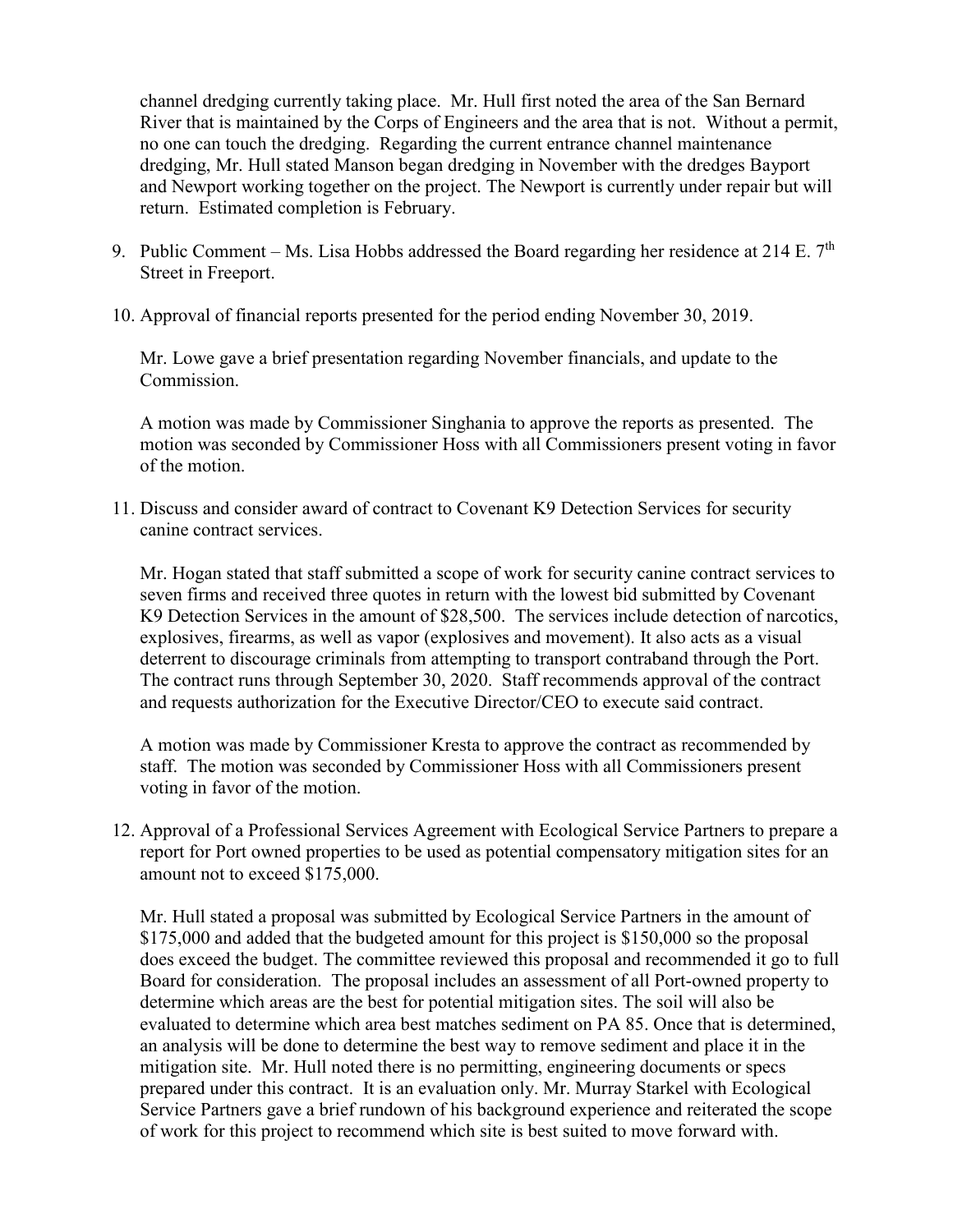channel dredging currently taking place. Mr. Hull first noted the area of the San Bernard River that is maintained by the Corps of Engineers and the area that is not. Without a permit, no one can touch the dredging. Regarding the current entrance channel maintenance dredging, Mr. Hull stated Manson began dredging in November with the dredges Bayport and Newport working together on the project. The Newport is currently under repair but will return. Estimated completion is February.

9. Public Comment – Ms. Lisa Hobbs addressed the Board regarding her residence at 214 E. 7th Street in Freeport.

10. Approval of financial reports presented for the period ending November 30, 2019.

    Mr. Lowe gave a brief presentation regarding November financials, and update to the Commission.

    A motion was made by Commissioner Singhania to approve the reports as presented. The motion was seconded by Commissioner Hoss with all Commissioners present voting in favor of the motion.

11. Discuss and consider award of contract to Covenant K9 Detection Services for security canine contract services.

    Mr. Hogan stated that staff submitted a scope of work for security canine contract services to seven firms and received three quotes in return with the lowest bid submitted by Covenant K9 Detection Services in the amount of $28,500. The services include detection of narcotics, explosives, firearms, as well as vapor (explosives and movement). It also acts as a visual deterrent to discourage criminals from attempting to transport contraband through the Port. The contract runs through September 30, 2020. Staff recommends approval of the contract and requests authorization for the Executive Director/CEO to execute said contract.

    A motion was made by Commissioner Kresta to approve the contract as recommended by staff. The motion was seconded by Commissioner Hoss with all Commissioners present voting in favor of the motion.

12. Approval of a Professional Services Agreement with Ecological Service Partners to prepare a report for Port owned properties to be used as potential compensatory mitigation sites for an amount not to exceed $175,000.

    Mr. Hull stated a proposal was submitted by Ecological Service Partners in the amount of $175,000 and added that the budgeted amount for this project is $150,000 so the proposal does exceed the budget. The committee reviewed this proposal and recommended it go to full Board for consideration. The proposal includes an assessment of all Port-owned property to determine which areas are the best for potential mitigation sites. The soil will also be evaluated to determine which area best matches sediment on PA 85. Once that is determined, an analysis will be done to determine the best way to remove sediment and place it in the mitigation site. Mr. Hull noted there is no permitting, engineering documents or specs prepared under this contract. It is an evaluation only. Mr. Murray Starkel with Ecological Service Partners gave a brief rundown of his background experience and reiterated the scope of work for this project to recommend which site is best suited to move forward with.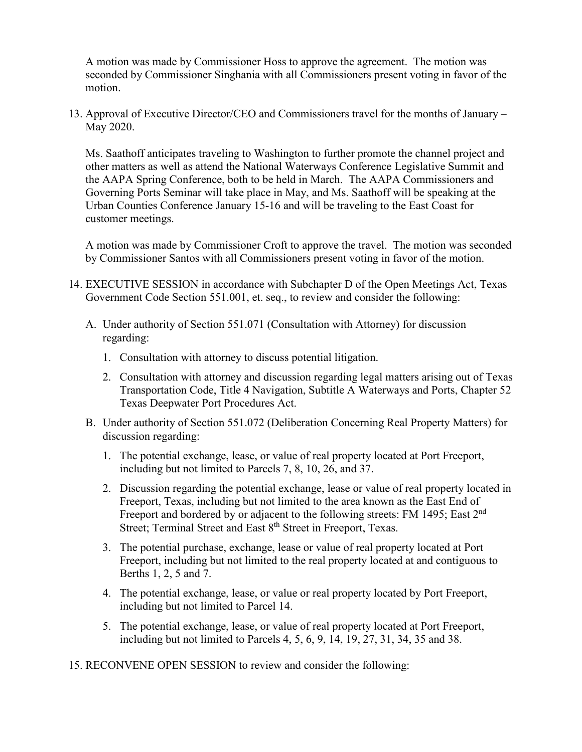A motion was made by Commissioner Hoss to approve the agreement. The motion was seconded by Commissioner Singhania with all Commissioners present voting in favor of the motion.

13. Approval of Executive Director/CEO and Commissioners travel for the months of January – May 2020.

    Ms. Saathoff anticipates traveling to Washington to further promote the channel project and other matters as well as attend the National Waterways Conference Legislative Summit and the AAPA Spring Conference, both to be held in March. The AAPA Commissioners and Governing Ports Seminar will take place in May, and Ms. Saathoff will be speaking at the Urban Counties Conference January 15-16 and will be traveling to the East Coast for customer meetings.

    A motion was made by Commissioner Croft to approve the travel. The motion was seconded by Commissioner Santos with all Commissioners present voting in favor of the motion.

14. EXECUTIVE SESSION in accordance with Subchapter D of the Open Meetings Act, Texas Government Code Section 551.001, et. seq., to review and consider the following:

    A. Under authority of Section 551.071 (Consultation with Attorney) for discussion regarding:

        1. Consultation with attorney to discuss potential litigation.

        2. Consultation with attorney and discussion regarding legal matters arising out of Texas Transportation Code, Title 4 Navigation, Subtitle A Waterways and Ports, Chapter 52 Texas Deepwater Port Procedures Act.

    B. Under authority of Section 551.072 (Deliberation Concerning Real Property Matters) for discussion regarding:

        1. The potential exchange, lease, or value of real property located at Port Freeport, including but not limited to Parcels 7, 8, 10, 26, and 37.

        2. Discussion regarding the potential exchange, lease or value of real property located in Freeport, Texas, including but not limited to the area known as the East End of Freeport and bordered by or adjacent to the following streets: FM 1495; East 2nd Street; Terminal Street and East 8th Street in Freeport, Texas.

        3. The potential purchase, exchange, lease or value of real property located at Port Freeport, including but not limited to the real property located at and contiguous to Berths 1, 2, 5 and 7.

        4. The potential exchange, lease, or value or real property located by Port Freeport, including but not limited to Parcel 14.

        5. The potential exchange, lease, or value of real property located at Port Freeport, including but not limited to Parcels 4, 5, 6, 9, 14, 19, 27, 31, 34, 35 and 38.

15. RECONVENE OPEN SESSION to review and consider the following: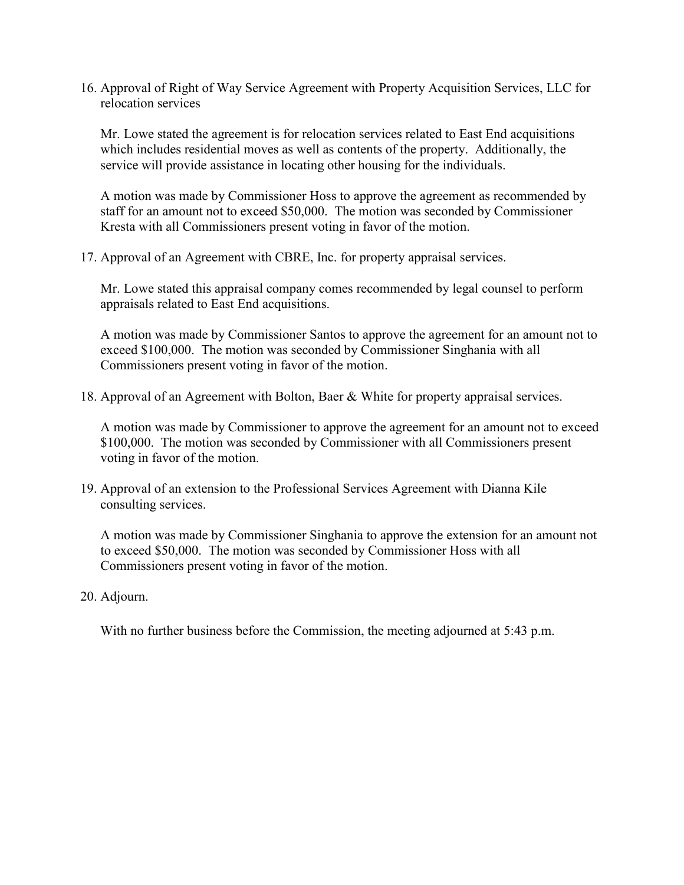16. Approval of Right of Way Service Agreement with Property Acquisition Services, LLC for relocation services

    Mr. Lowe stated the agreement is for relocation services related to East End acquisitions which includes residential moves as well as contents of the property. Additionally, the service will provide assistance in locating other housing for the individuals.

    A motion was made by Commissioner Hoss to approve the agreement as recommended by staff for an amount not to exceed $50,000. The motion was seconded by Commissioner Kresta with all Commissioners present voting in favor of the motion.

17. Approval of an Agreement with CBRE, Inc. for property appraisal services.

    Mr. Lowe stated this appraisal company comes recommended by legal counsel to perform appraisals related to East End acquisitions.

    A motion was made by Commissioner Santos to approve the agreement for an amount not to exceed $100,000. The motion was seconded by Commissioner Singhania with all Commissioners present voting in favor of the motion.

18. Approval of an Agreement with Bolton, Baer & White for property appraisal services.

    A motion was made by Commissioner to approve the agreement for an amount not to exceed $100,000. The motion was seconded by Commissioner with all Commissioners present voting in favor of the motion.

19. Approval of an extension to the Professional Services Agreement with Dianna Kile consulting services.

    A motion was made by Commissioner Singhania to approve the extension for an amount not to exceed $50,000. The motion was seconded by Commissioner Hoss with all Commissioners present voting in favor of the motion.

20. Adjourn.

    With no further business before the Commission, the meeting adjourned at 5:43 p.m.